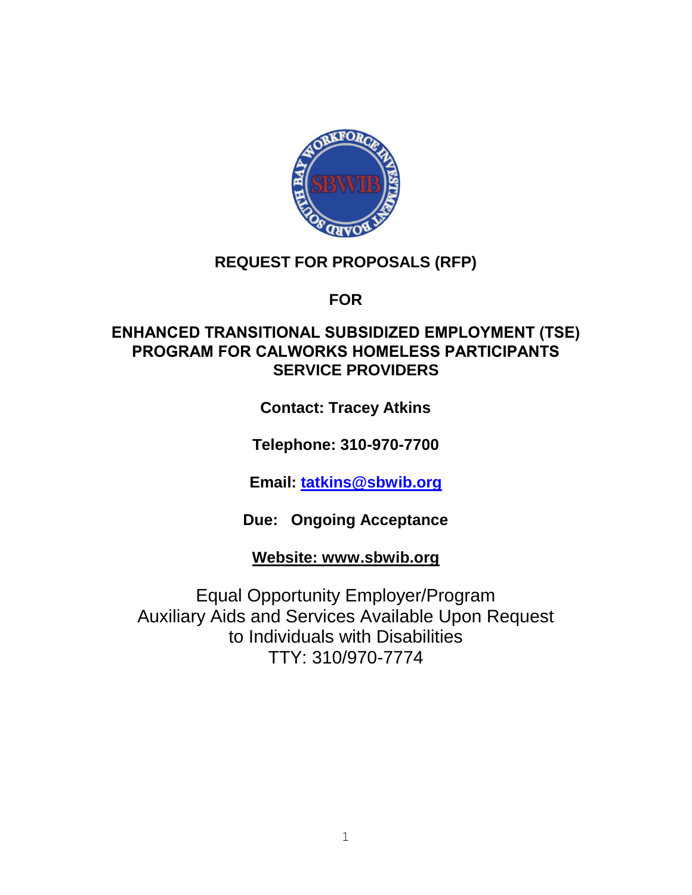# REQUEST FOR PROPOSALS (RFP)

# FOR

# ENHANCED TRANSITIONAL SUBSIDIZED EMPLOYMENT (TSE) PROGRAM FOR CALWORKS HOMELESS PARTICIPANTS SERVICE PROVIDERS

**Contact: Tracey Atkins**

**Telephone: 310-970-7700**

**Email: [tatkins@sbwib.org](mailto:tatkins@sbwib.org)**

**Due: Ongoing Acceptance**

**Website: www.sbwib.org**

Equal Opportunity Employer/Program
Auxiliary Aids and Services Available Upon Request
to Individuals with Disabilities
TTY: 310/970-7774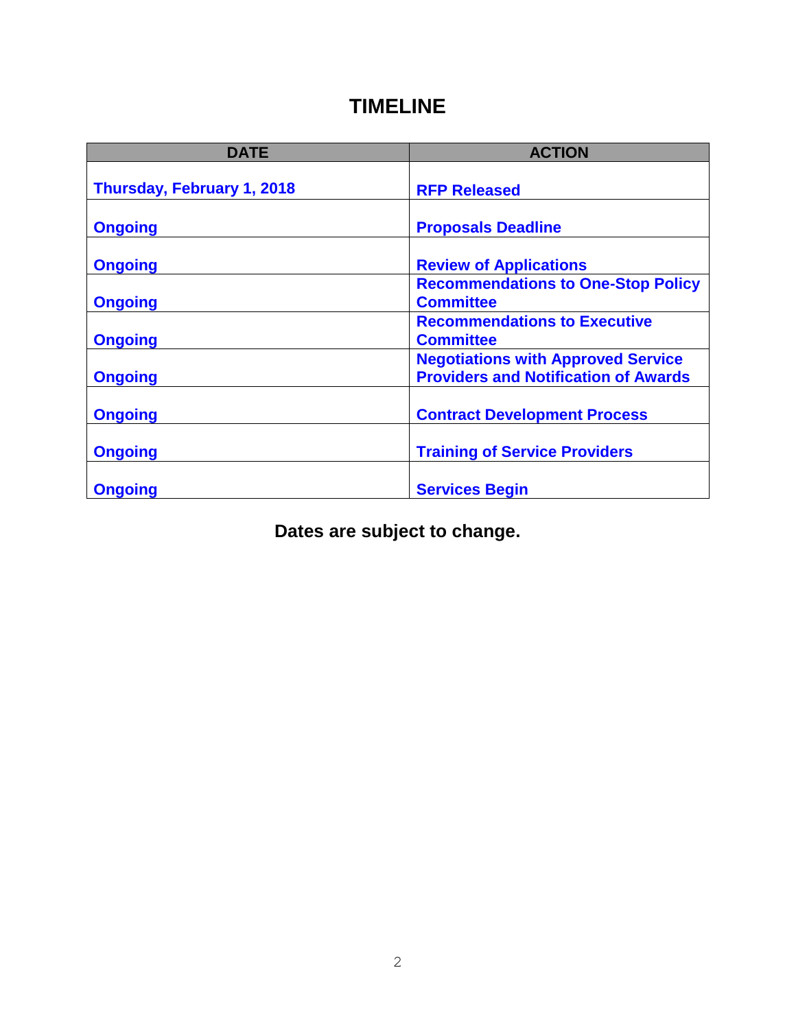# TIMELINE

| DATE | ACTION |
| --- | --- |
| **Thursday, February 1, 2018** | **RFP Released** |
| **Ongoing** | **Proposals Deadline** |
| **Ongoing** | **Review of Applications** |
| **Ongoing** | **Recommendations to One-Stop Policy Committee** |
| **Ongoing** | **Recommendations to Executive Committee** |
| **Ongoing** | **Negotiations with Approved Service Providers and Notification of Awards** |
| **Ongoing** | **Contract Development Process** |
| **Ongoing** | **Training of Service Providers** |
| **Ongoing** | **Services Begin** |

**Dates are subject to change.**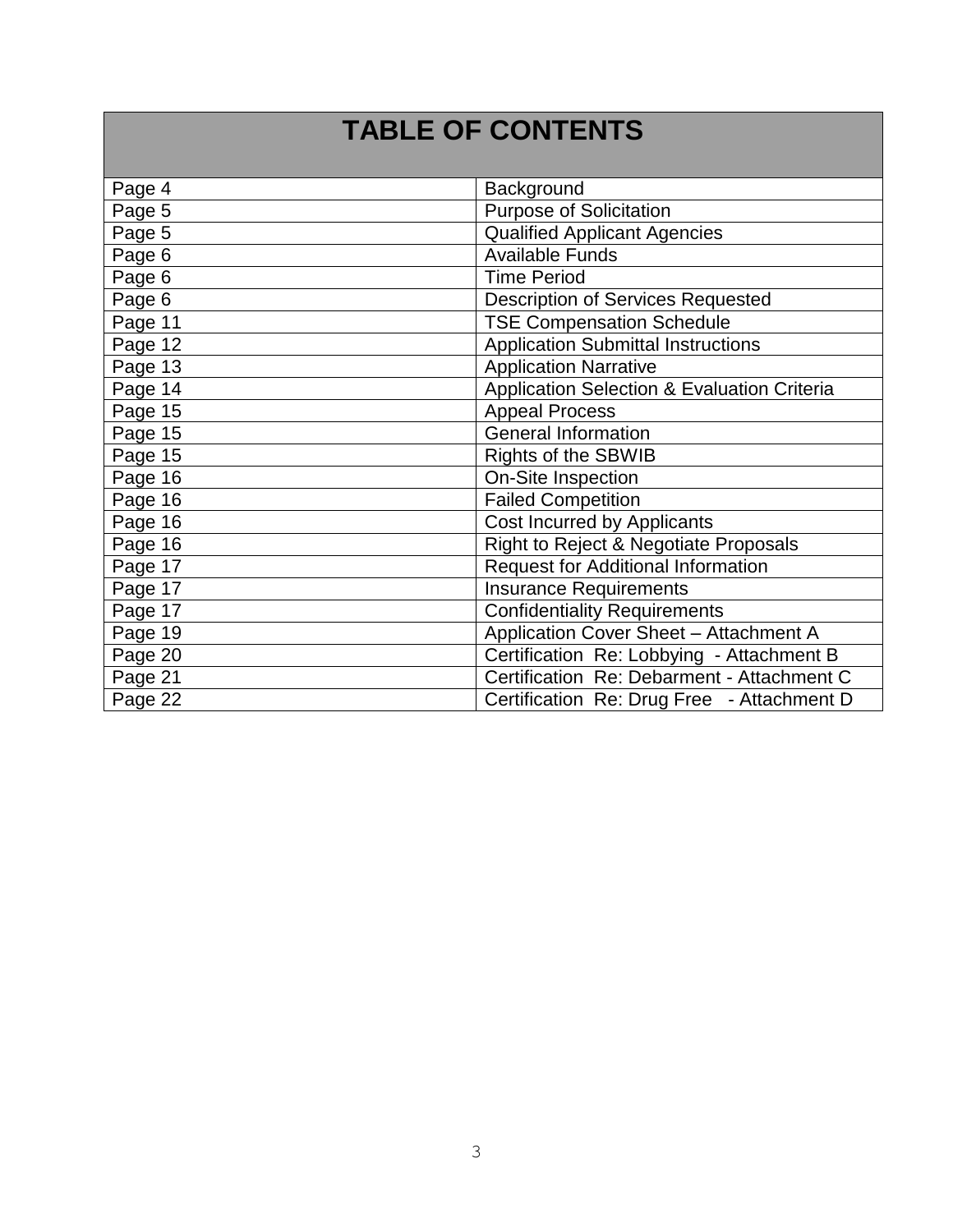| TABLE OF CONTENTS | |
|---|---|
| Page 4 | Background |
| Page 5 | Purpose of Solicitation |
| Page 5 | Qualified Applicant Agencies |
| Page 6 | Available Funds |
| Page 6 | Time Period |
| Page 6 | Description of Services Requested |
| Page 11 | TSE Compensation Schedule |
| Page 12 | Application Submittal Instructions |
| Page 13 | Application Narrative |
| Page 14 | Application Selection & Evaluation Criteria |
| Page 15 | Appeal Process |
| Page 15 | General Information |
| Page 15 | Rights of the SBWIB |
| Page 16 | On-Site Inspection |
| Page 16 | Failed Competition |
| Page 16 | Cost Incurred by Applicants |
| Page 16 | Right to Reject & Negotiate Proposals |
| Page 17 | Request for Additional Information |
| Page 17 | Insurance Requirements |
| Page 17 | Confidentiality Requirements |
| Page 19 | Application Cover Sheet – Attachment A |
| Page 20 | Certification Re: Lobbying - Attachment B |
| Page 21 | Certification Re: Debarment - Attachment C |
| Page 22 | Certification Re: Drug Free - Attachment D |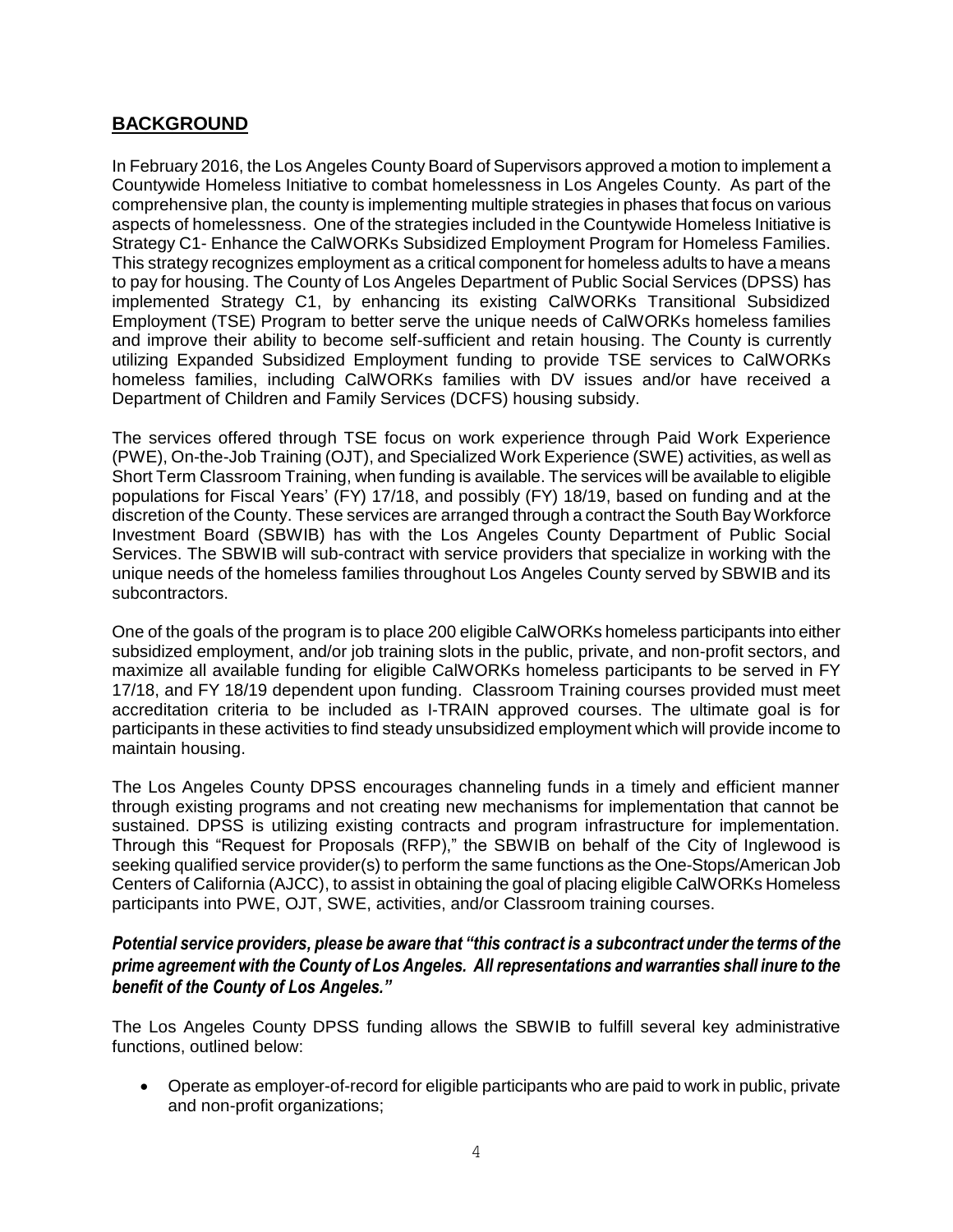## BACKGROUND

In February 2016, the Los Angeles County Board of Supervisors approved a motion to implement a Countywide Homeless Initiative to combat homelessness in Los Angeles County. As part of the comprehensive plan, the county is implementing multiple strategies in phases that focus on various aspects of homelessness. One of the strategies included in the Countywide Homeless Initiative is Strategy C1- Enhance the CalWORKs Subsidized Employment Program for Homeless Families. This strategy recognizes employment as a critical component for homeless adults to have a means to pay for housing. The County of Los Angeles Department of Public Social Services (DPSS) has implemented Strategy C1, by enhancing its existing CalWORKs Transitional Subsidized Employment (TSE) Program to better serve the unique needs of CalWORKs homeless families and improve their ability to become self-sufficient and retain housing. The County is currently utilizing Expanded Subsidized Employment funding to provide TSE services to CalWORKs homeless families, including CalWORKs families with DV issues and/or have received a Department of Children and Family Services (DCFS) housing subsidy.

The services offered through TSE focus on work experience through Paid Work Experience (PWE), On-the-Job Training (OJT), and Specialized Work Experience (SWE) activities, as well as Short Term Classroom Training, when funding is available. The services will be available to eligible populations for Fiscal Years' (FY) 17/18, and possibly (FY) 18/19, based on funding and at the discretion of the County. These services are arranged through a contract the South Bay Workforce Investment Board (SBWIB) has with the Los Angeles County Department of Public Social Services. The SBWIB will sub-contract with service providers that specialize in working with the unique needs of the homeless families throughout Los Angeles County served by SBWIB and its subcontractors.

One of the goals of the program is to place 200 eligible CalWORKs homeless participants into either subsidized employment, and/or job training slots in the public, private, and non-profit sectors, and maximize all available funding for eligible CalWORKs homeless participants to be served in FY 17/18, and FY 18/19 dependent upon funding. Classroom Training courses provided must meet accreditation criteria to be included as I-TRAIN approved courses. The ultimate goal is for participants in these activities to find steady unsubsidized employment which will provide income to maintain housing.

The Los Angeles County DPSS encourages channeling funds in a timely and efficient manner through existing programs and not creating new mechanisms for implementation that cannot be sustained. DPSS is utilizing existing contracts and program infrastructure for implementation. Through this "Request for Proposals (RFP)," the SBWIB on behalf of the City of Inglewood is seeking qualified service provider(s) to perform the same functions as the One-Stops/American Job Centers of California (AJCC), to assist in obtaining the goal of placing eligible CalWORKs Homeless participants into PWE, OJT, SWE, activities, and/or Classroom training courses.

***Potential service providers, please be aware that "this contract is a subcontract under the terms of the prime agreement with the County of Los Angeles. All representations and warranties shall inure to the benefit of the County of Los Angeles."***

The Los Angeles County DPSS funding allows the SBWIB to fulfill several key administrative functions, outlined below:

- Operate as employer-of-record for eligible participants who are paid to work in public, private and non-profit organizations;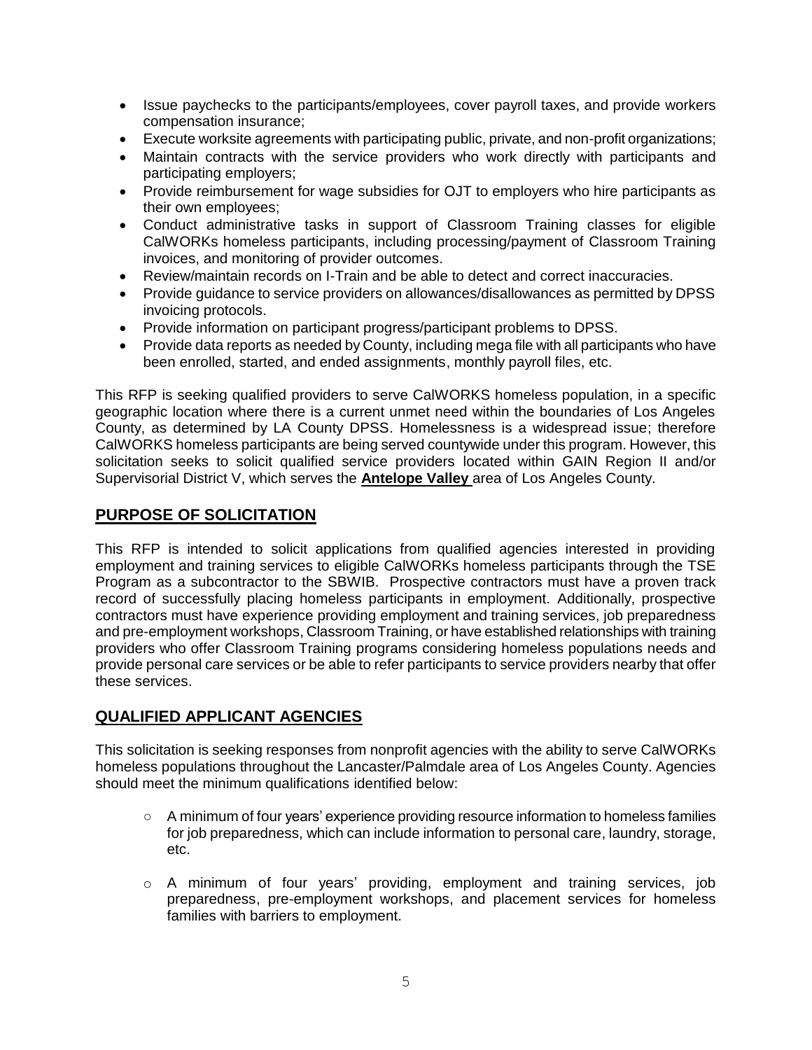- Issue paychecks to the participants/employees, cover payroll taxes, and provide workers compensation insurance;
- Execute worksite agreements with participating public, private, and non-profit organizations;
- Maintain contracts with the service providers who work directly with participants and participating employers;
- Provide reimbursement for wage subsidies for OJT to employers who hire participants as their own employees;
- Conduct administrative tasks in support of Classroom Training classes for eligible CalWORKs homeless participants, including processing/payment of Classroom Training invoices, and monitoring of provider outcomes.
- Review/maintain records on I-Train and be able to detect and correct inaccuracies.
- Provide guidance to service providers on allowances/disallowances as permitted by DPSS invoicing protocols.
- Provide information on participant progress/participant problems to DPSS.
- Provide data reports as needed by County, including mega file with all participants who have been enrolled, started, and ended assignments, monthly payroll files, etc.

This RFP is seeking qualified providers to serve CalWORKS homeless population, in a specific geographic location where there is a current unmet need within the boundaries of Los Angeles County, as determined by LA County DPSS. Homelessness is a widespread issue; therefore CalWORKS homeless participants are being served countywide under this program. However, this solicitation seeks to solicit qualified service providers located within GAIN Region II and/or Supervisorial District V, which serves the **Antelope Valley** area of Los Angeles County.

## PURPOSE OF SOLICITATION

This RFP is intended to solicit applications from qualified agencies interested in providing employment and training services to eligible CalWORKs homeless participants through the TSE Program as a subcontractor to the SBWIB. Prospective contractors must have a proven track record of successfully placing homeless participants in employment. Additionally, prospective contractors must have experience providing employment and training services, job preparedness and pre-employment workshops, Classroom Training, or have established relationships with training providers who offer Classroom Training programs considering homeless populations needs and provide personal care services or be able to refer participants to service providers nearby that offer these services.

## QUALIFIED APPLICANT AGENCIES

This solicitation is seeking responses from nonprofit agencies with the ability to serve CalWORKs homeless populations throughout the Lancaster/Palmdale area of Los Angeles County. Agencies should meet the minimum qualifications identified below:

- A minimum of four years' experience providing resource information to homeless families for job preparedness, which can include information to personal care, laundry, storage, etc.

- A minimum of four years' providing, employment and training services, job preparedness, pre-employment workshops, and placement services for homeless families with barriers to employment.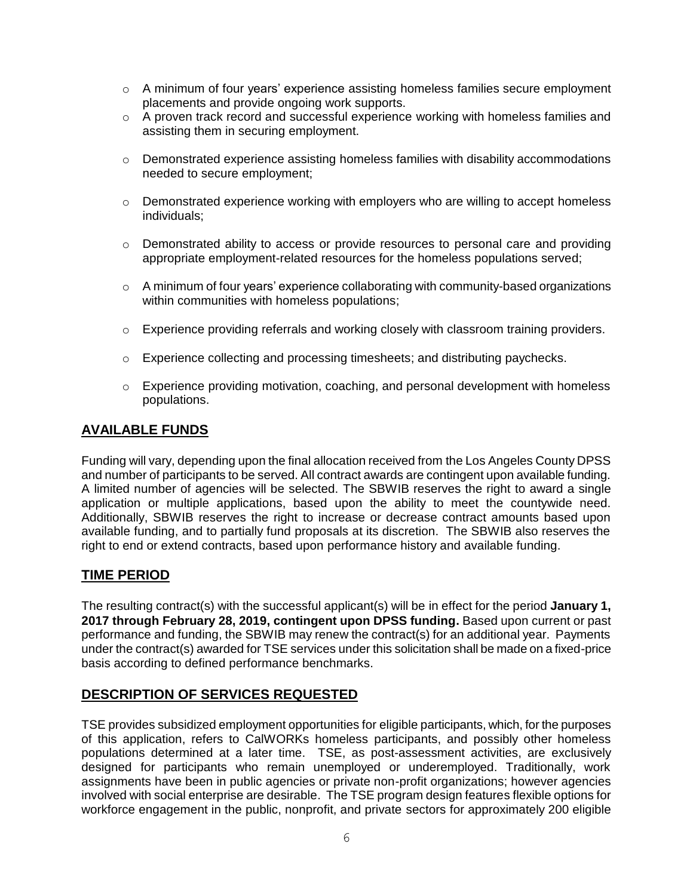- A minimum of four years' experience assisting homeless families secure employment placements and provide ongoing work supports.
- A proven track record and successful experience working with homeless families and assisting them in securing employment.
- Demonstrated experience assisting homeless families with disability accommodations needed to secure employment;
- Demonstrated experience working with employers who are willing to accept homeless individuals;
- Demonstrated ability to access or provide resources to personal care and providing appropriate employment-related resources for the homeless populations served;
- A minimum of four years' experience collaborating with community-based organizations within communities with homeless populations;
- Experience providing referrals and working closely with classroom training providers.
- Experience collecting and processing timesheets; and distributing paychecks.
- Experience providing motivation, coaching, and personal development with homeless populations.

## AVAILABLE FUNDS

Funding will vary, depending upon the final allocation received from the Los Angeles County DPSS and number of participants to be served. All contract awards are contingent upon available funding. A limited number of agencies will be selected. The SBWIB reserves the right to award a single application or multiple applications, based upon the ability to meet the countywide need. Additionally, SBWIB reserves the right to increase or decrease contract amounts based upon available funding, and to partially fund proposals at its discretion. The SBWIB also reserves the right to end or extend contracts, based upon performance history and available funding.

## TIME PERIOD

The resulting contract(s) with the successful applicant(s) will be in effect for the period **January 1, 2017 through February 28, 2019, contingent upon DPSS funding.** Based upon current or past performance and funding, the SBWIB may renew the contract(s) for an additional year. Payments under the contract(s) awarded for TSE services under this solicitation shall be made on a fixed-price basis according to defined performance benchmarks.

## DESCRIPTION OF SERVICES REQUESTED

TSE provides subsidized employment opportunities for eligible participants, which, for the purposes of this application, refers to CalWORKs homeless participants, and possibly other homeless populations determined at a later time. TSE, as post-assessment activities, are exclusively designed for participants who remain unemployed or underemployed. Traditionally, work assignments have been in public agencies or private non-profit organizations; however agencies involved with social enterprise are desirable. The TSE program design features flexible options for workforce engagement in the public, nonprofit, and private sectors for approximately 200 eligible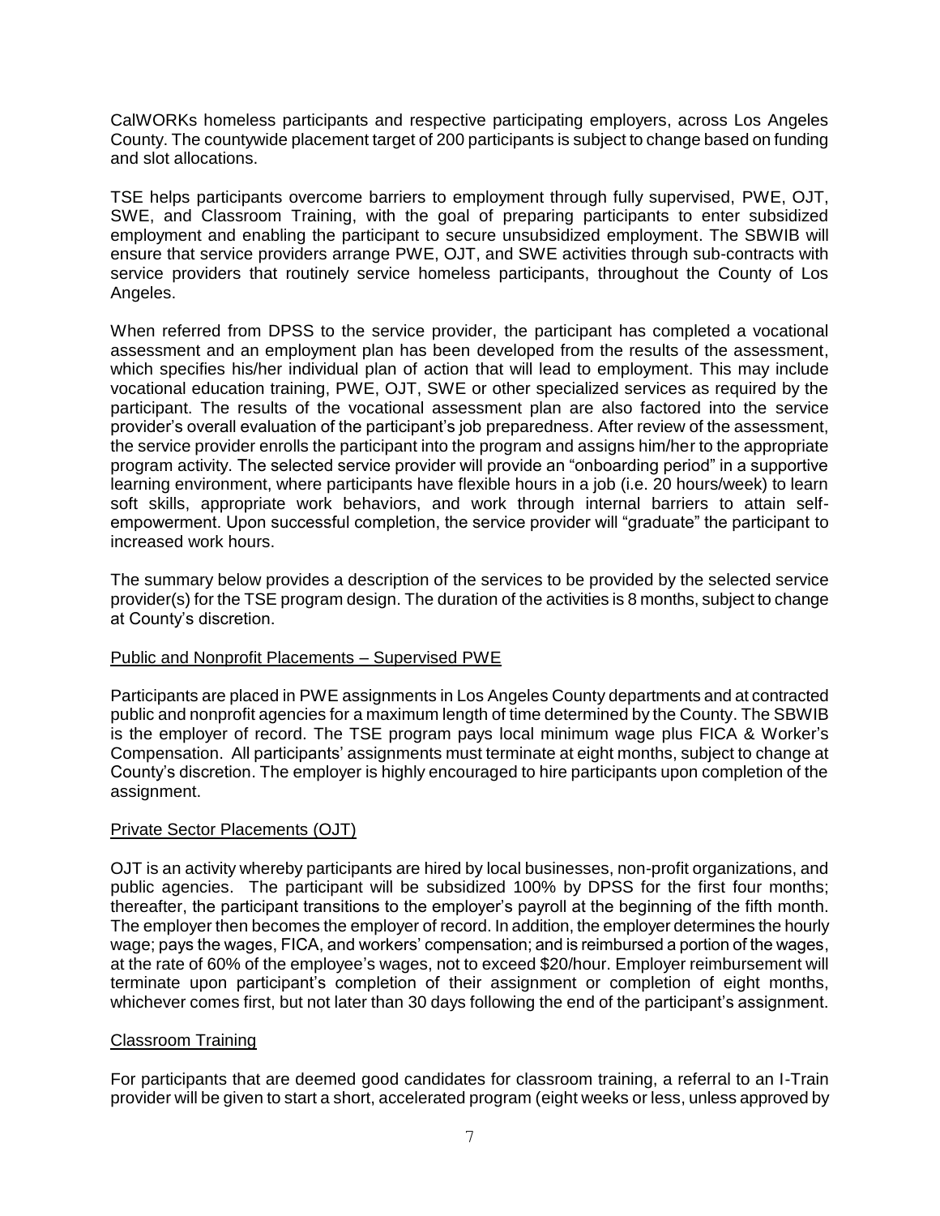CalWORKs homeless participants and respective participating employers, across Los Angeles County. The countywide placement target of 200 participants is subject to change based on funding and slot allocations.

TSE helps participants overcome barriers to employment through fully supervised, PWE, OJT, SWE, and Classroom Training, with the goal of preparing participants to enter subsidized employment and enabling the participant to secure unsubsidized employment. The SBWIB will ensure that service providers arrange PWE, OJT, and SWE activities through sub-contracts with service providers that routinely service homeless participants, throughout the County of Los Angeles.

When referred from DPSS to the service provider, the participant has completed a vocational assessment and an employment plan has been developed from the results of the assessment, which specifies his/her individual plan of action that will lead to employment. This may include vocational education training, PWE, OJT, SWE or other specialized services as required by the participant. The results of the vocational assessment plan are also factored into the service provider's overall evaluation of the participant's job preparedness. After review of the assessment, the service provider enrolls the participant into the program and assigns him/her to the appropriate program activity. The selected service provider will provide an "onboarding period" in a supportive learning environment, where participants have flexible hours in a job (i.e. 20 hours/week) to learn soft skills, appropriate work behaviors, and work through internal barriers to attain self-empowerment. Upon successful completion, the service provider will "graduate" the participant to increased work hours.

The summary below provides a description of the services to be provided by the selected service provider(s) for the TSE program design. The duration of the activities is 8 months, subject to change at County's discretion.

<u>Public and Nonprofit Placements – Supervised PWE</u>

Participants are placed in PWE assignments in Los Angeles County departments and at contracted public and nonprofit agencies for a maximum length of time determined by the County. The SBWIB is the employer of record. The TSE program pays local minimum wage plus FICA & Worker's Compensation. All participants' assignments must terminate at eight months, subject to change at County's discretion. The employer is highly encouraged to hire participants upon completion of the assignment.

<u>Private Sector Placements (OJT)</u>

OJT is an activity whereby participants are hired by local businesses, non-profit organizations, and public agencies. The participant will be subsidized 100% by DPSS for the first four months; thereafter, the participant transitions to the employer's payroll at the beginning of the fifth month. The employer then becomes the employer of record. In addition, the employer determines the hourly wage; pays the wages, FICA, and workers' compensation; and is reimbursed a portion of the wages, at the rate of 60% of the employee's wages, not to exceed $20/hour. Employer reimbursement will terminate upon participant's completion of their assignment or completion of eight months, whichever comes first, but not later than 30 days following the end of the participant's assignment.

<u>Classroom Training</u>

For participants that are deemed good candidates for classroom training, a referral to an I-Train provider will be given to start a short, accelerated program (eight weeks or less, unless approved by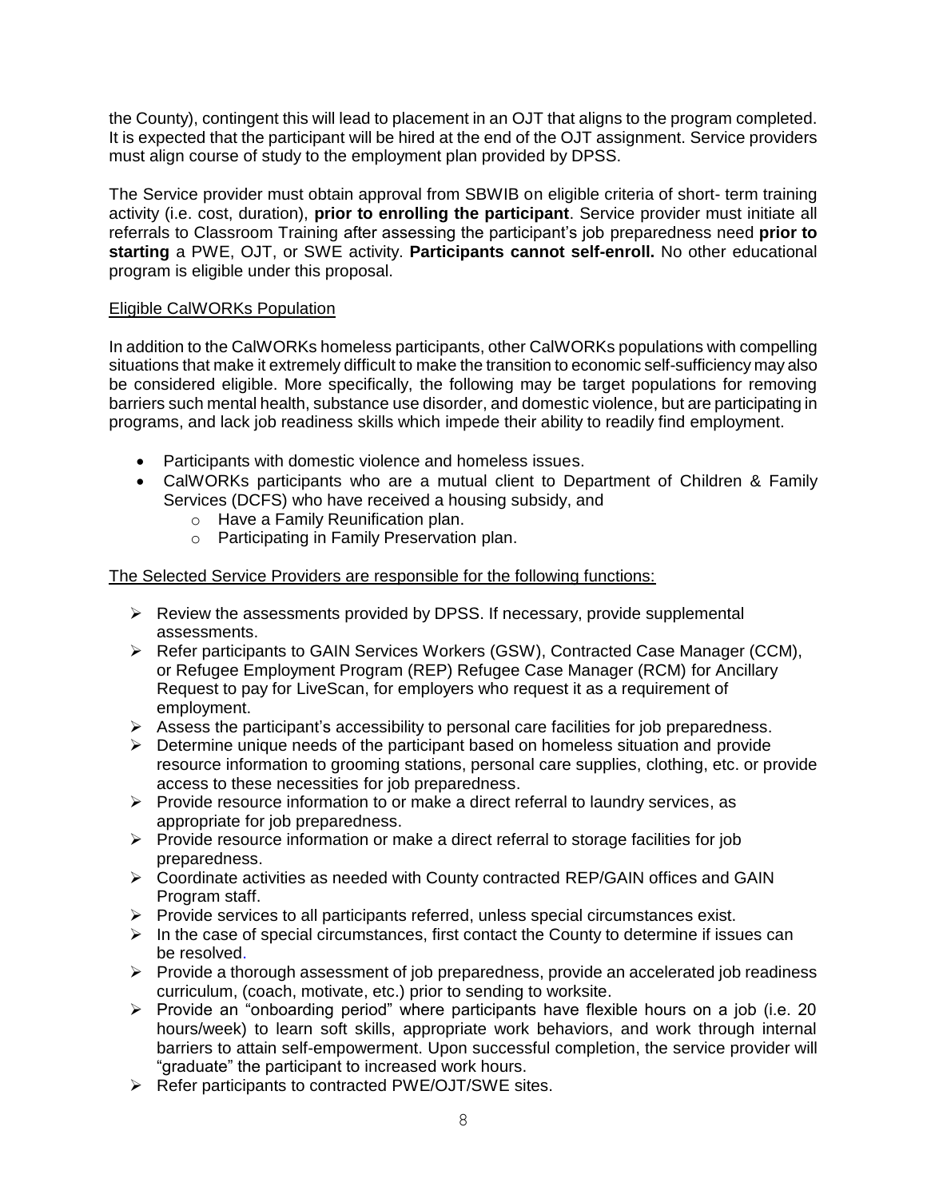the County), contingent this will lead to placement in an OJT that aligns to the program completed. It is expected that the participant will be hired at the end of the OJT assignment. Service providers must align course of study to the employment plan provided by DPSS.

The Service provider must obtain approval from SBWIB on eligible criteria of short- term training activity (i.e. cost, duration), **prior to enrolling the participant**. Service provider must initiate all referrals to Classroom Training after assessing the participant's job preparedness need **prior to starting** a PWE, OJT, or SWE activity. **Participants cannot self-enroll.** No other educational program is eligible under this proposal.

Eligible CalWORKs Population

In addition to the CalWORKs homeless participants, other CalWORKs populations with compelling situations that make it extremely difficult to make the transition to economic self-sufficiency may also be considered eligible. More specifically, the following may be target populations for removing barriers such mental health, substance use disorder, and domestic violence, but are participating in programs, and lack job readiness skills which impede their ability to readily find employment.

- Participants with domestic violence and homeless issues.
- CalWORKs participants who are a mutual client to Department of Children & Family Services (DCFS) who have received a housing subsidy, and
  - Have a Family Reunification plan.
  - Participating in Family Preservation plan.

The Selected Service Providers are responsible for the following functions:

- Review the assessments provided by DPSS. If necessary, provide supplemental assessments.
- Refer participants to GAIN Services Workers (GSW), Contracted Case Manager (CCM), or Refugee Employment Program (REP) Refugee Case Manager (RCM) for Ancillary Request to pay for LiveScan, for employers who request it as a requirement of employment.
- Assess the participant's accessibility to personal care facilities for job preparedness.
- Determine unique needs of the participant based on homeless situation and provide resource information to grooming stations, personal care supplies, clothing, etc. or provide access to these necessities for job preparedness.
- Provide resource information to or make a direct referral to laundry services, as appropriate for job preparedness.
- Provide resource information or make a direct referral to storage facilities for job preparedness.
- Coordinate activities as needed with County contracted REP/GAIN offices and GAIN Program staff.
- Provide services to all participants referred, unless special circumstances exist.
- In the case of special circumstances, first contact the County to determine if issues can be resolved.
- Provide a thorough assessment of job preparedness, provide an accelerated job readiness curriculum, (coach, motivate, etc.) prior to sending to worksite.
- Provide an "onboarding period" where participants have flexible hours on a job (i.e. 20 hours/week) to learn soft skills, appropriate work behaviors, and work through internal barriers to attain self-empowerment. Upon successful completion, the service provider will "graduate" the participant to increased work hours.
- Refer participants to contracted PWE/OJT/SWE sites.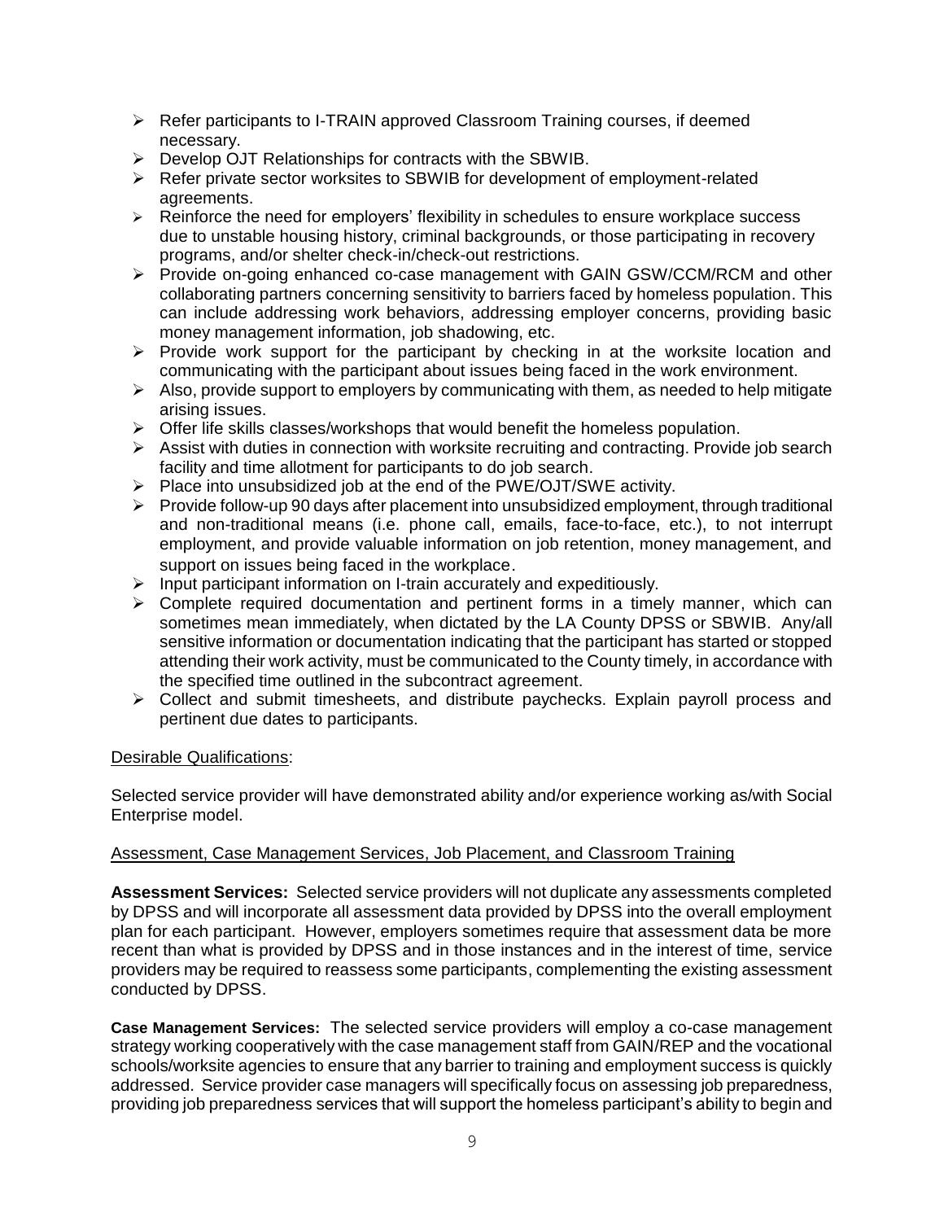- Refer participants to I-TRAIN approved Classroom Training courses, if deemed necessary.
- Develop OJT Relationships for contracts with the SBWIB.
- Refer private sector worksites to SBWIB for development of employment-related agreements.
- Reinforce the need for employers' flexibility in schedules to ensure workplace success due to unstable housing history, criminal backgrounds, or those participating in recovery programs, and/or shelter check-in/check-out restrictions.
- Provide on-going enhanced co-case management with GAIN GSW/CCM/RCM and other collaborating partners concerning sensitivity to barriers faced by homeless population. This can include addressing work behaviors, addressing employer concerns, providing basic money management information, job shadowing, etc.
- Provide work support for the participant by checking in at the worksite location and communicating with the participant about issues being faced in the work environment.
- Also, provide support to employers by communicating with them, as needed to help mitigate arising issues.
- Offer life skills classes/workshops that would benefit the homeless population.
- Assist with duties in connection with worksite recruiting and contracting. Provide job search facility and time allotment for participants to do job search.
- Place into unsubsidized job at the end of the PWE/OJT/SWE activity.
- Provide follow-up 90 days after placement into unsubsidized employment, through traditional and non-traditional means (i.e. phone call, emails, face-to-face, etc.), to not interrupt employment, and provide valuable information on job retention, money management, and support on issues being faced in the workplace.
- Input participant information on I-train accurately and expeditiously.
- Complete required documentation and pertinent forms in a timely manner, which can sometimes mean immediately, when dictated by the LA County DPSS or SBWIB. Any/all sensitive information or documentation indicating that the participant has started or stopped attending their work activity, must be communicated to the County timely, in accordance with the specified time outlined in the subcontract agreement.
- Collect and submit timesheets, and distribute paychecks. Explain payroll process and pertinent due dates to participants.

<u>Desirable Qualifications</u>:

Selected service provider will have demonstrated ability and/or experience working as/with Social Enterprise model.

<u>Assessment, Case Management Services, Job Placement, and Classroom Training</u>

**Assessment Services:** Selected service providers will not duplicate any assessments completed by DPSS and will incorporate all assessment data provided by DPSS into the overall employment plan for each participant. However, employers sometimes require that assessment data be more recent than what is provided by DPSS and in those instances and in the interest of time, service providers may be required to reassess some participants, complementing the existing assessment conducted by DPSS.

**Case Management Services:** The selected service providers will employ a co-case management strategy working cooperatively with the case management staff from GAIN/REP and the vocational schools/worksite agencies to ensure that any barrier to training and employment success is quickly addressed. Service provider case managers will specifically focus on assessing job preparedness, providing job preparedness services that will support the homeless participant's ability to begin and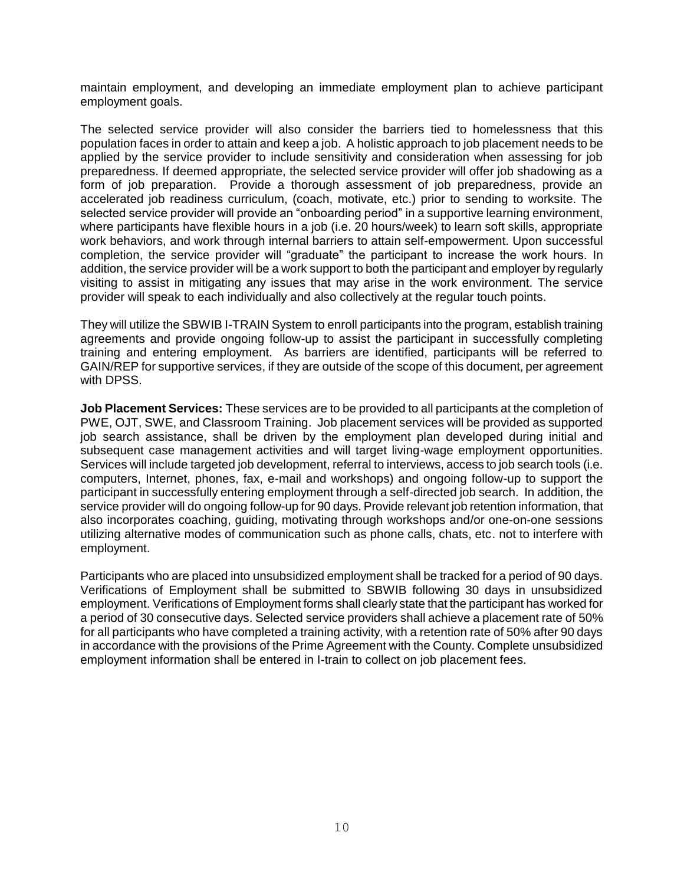maintain employment, and developing an immediate employment plan to achieve participant employment goals.

The selected service provider will also consider the barriers tied to homelessness that this population faces in order to attain and keep a job. A holistic approach to job placement needs to be applied by the service provider to include sensitivity and consideration when assessing for job preparedness. If deemed appropriate, the selected service provider will offer job shadowing as a form of job preparation. Provide a thorough assessment of job preparedness, provide an accelerated job readiness curriculum, (coach, motivate, etc.) prior to sending to worksite. The selected service provider will provide an "onboarding period" in a supportive learning environment, where participants have flexible hours in a job (i.e. 20 hours/week) to learn soft skills, appropriate work behaviors, and work through internal barriers to attain self-empowerment. Upon successful completion, the service provider will "graduate" the participant to increase the work hours. In addition, the service provider will be a work support to both the participant and employer by regularly visiting to assist in mitigating any issues that may arise in the work environment. The service provider will speak to each individually and also collectively at the regular touch points.

They will utilize the SBWIB I-TRAIN System to enroll participants into the program, establish training agreements and provide ongoing follow-up to assist the participant in successfully completing training and entering employment. As barriers are identified, participants will be referred to GAIN/REP for supportive services, if they are outside of the scope of this document, per agreement with DPSS.

**Job Placement Services:** These services are to be provided to all participants at the completion of PWE, OJT, SWE, and Classroom Training. Job placement services will be provided as supported job search assistance, shall be driven by the employment plan developed during initial and subsequent case management activities and will target living-wage employment opportunities. Services will include targeted job development, referral to interviews, access to job search tools (i.e. computers, Internet, phones, fax, e-mail and workshops) and ongoing follow-up to support the participant in successfully entering employment through a self-directed job search. In addition, the service provider will do ongoing follow-up for 90 days. Provide relevant job retention information, that also incorporates coaching, guiding, motivating through workshops and/or one-on-one sessions utilizing alternative modes of communication such as phone calls, chats, etc. not to interfere with employment.

Participants who are placed into unsubsidized employment shall be tracked for a period of 90 days. Verifications of Employment shall be submitted to SBWIB following 30 days in unsubsidized employment. Verifications of Employment forms shall clearly state that the participant has worked for a period of 30 consecutive days. Selected service providers shall achieve a placement rate of 50% for all participants who have completed a training activity, with a retention rate of 50% after 90 days in accordance with the provisions of the Prime Agreement with the County. Complete unsubsidized employment information shall be entered in I-train to collect on job placement fees.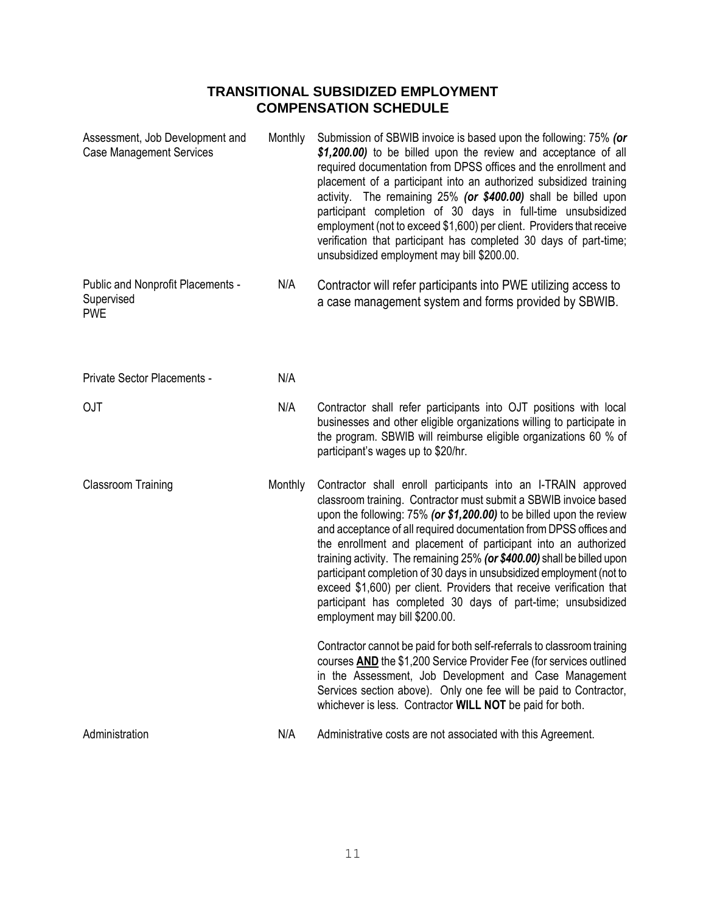## TRANSITIONAL SUBSIDIZED EMPLOYMENT COMPENSATION SCHEDULE

| | | |
|---|---|---|
| Assessment, Job Development and Case Management Services | Monthly | Submission of SBWIB invoice is based upon the following: 75% ***(or $1,200.00)*** to be billed upon the review and acceptance of all required documentation from DPSS offices and the enrollment and placement of a participant into an authorized subsidized training activity. The remaining 25% ***(or $400.00)*** shall be billed upon participant completion of 30 days in full-time unsubsidized employment (not to exceed $1,600) per client. Providers that receive verification that participant has completed 30 days of part-time; unsubsidized employment may bill $200.00. |
| Public and Nonprofit Placements - Supervised PWE | N/A | Contractor will refer participants into PWE utilizing access to a case management system and forms provided by SBWIB. |
| Private Sector Placements - | N/A | |
| OJT | N/A | Contractor shall refer participants into OJT positions with local businesses and other eligible organizations willing to participate in the program. SBWIB will reimburse eligible organizations 60 % of participant's wages up to $20/hr. |
| Classroom Training | Monthly | Contractor shall enroll participants into an I-TRAIN approved classroom training. Contractor must submit a SBWIB invoice based upon the following: 75% ***(or $1,200.00)*** to be billed upon the review and acceptance of all required documentation from DPSS offices and the enrollment and placement of participant into an authorized training activity. The remaining 25% ***(or $400.00)*** shall be billed upon participant completion of 30 days in unsubsidized employment (not to exceed $1,600) per client. Providers that receive verification that participant has completed 30 days of part-time; unsubsidized employment may bill $200.00.<br><br>Contractor cannot be paid for both self-referrals to classroom training courses **AND** the $1,200 Service Provider Fee (for services outlined in the Assessment, Job Development and Case Management Services section above). Only one fee will be paid to Contractor, whichever is less. Contractor **WILL NOT** be paid for both. |
| Administration | N/A | Administrative costs are not associated with this Agreement. |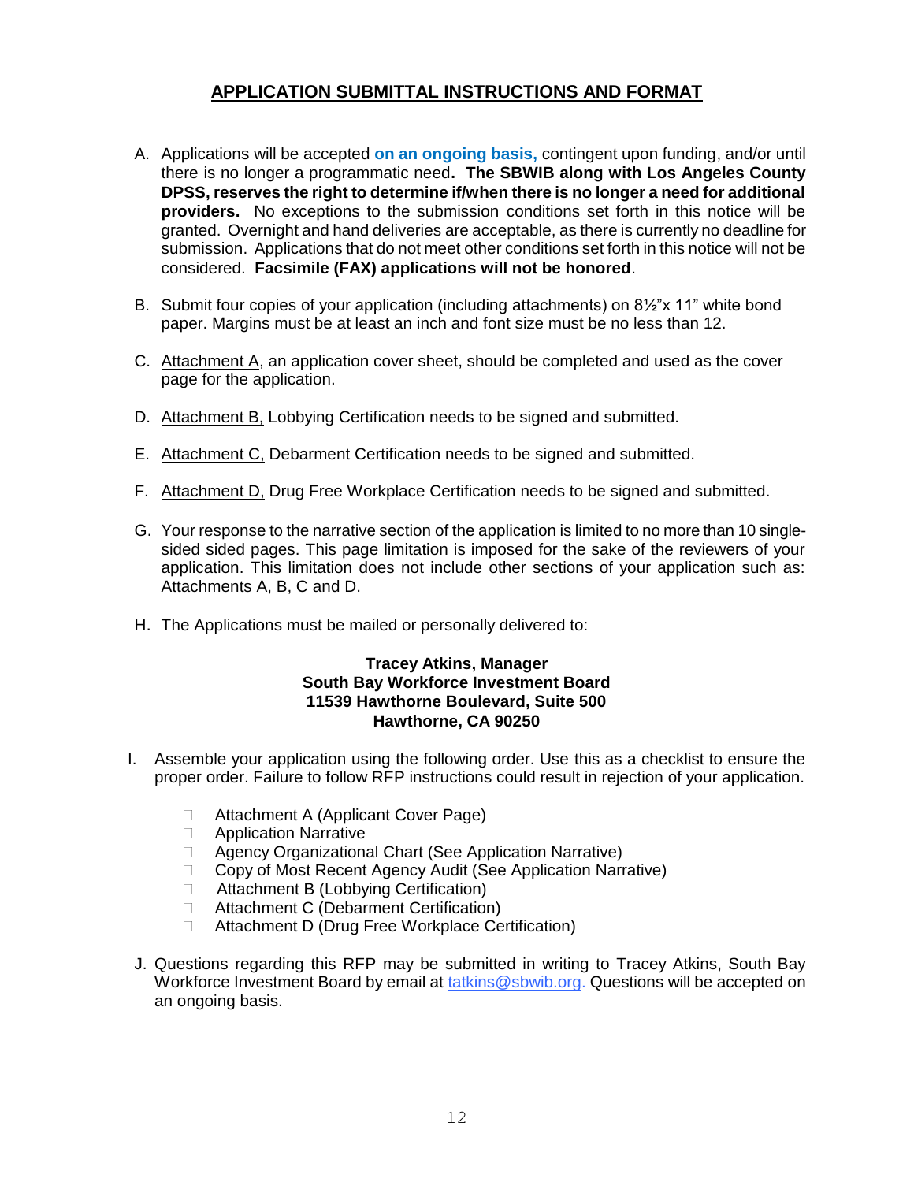## APPLICATION SUBMITTAL INSTRUCTIONS AND FORMAT

A. Applications will be accepted **on an ongoing basis,** contingent upon funding, and/or until there is no longer a programmatic need**. The SBWIB along with Los Angeles County DPSS, reserves the right to determine if/when there is no longer a need for additional providers.** No exceptions to the submission conditions set forth in this notice will be granted. Overnight and hand deliveries are acceptable, as there is currently no deadline for submission. Applications that do not meet other conditions set forth in this notice will not be considered. **Facsimile (FAX) applications will not be honored**.

B. Submit four copies of your application (including attachments) on 8½"x 11" white bond paper. Margins must be at least an inch and font size must be no less than 12.

C. Attachment A, an application cover sheet, should be completed and used as the cover page for the application.

D. Attachment B, Lobbying Certification needs to be signed and submitted.

E. Attachment C, Debarment Certification needs to be signed and submitted.

F. Attachment D, Drug Free Workplace Certification needs to be signed and submitted.

G. Your response to the narrative section of the application is limited to no more than 10 single-sided sided pages. This page limitation is imposed for the sake of the reviewers of your application. This limitation does not include other sections of your application such as: Attachments A, B, C and D.

H. The Applications must be mailed or personally delivered to:

**Tracey Atkins, Manager**
**South Bay Workforce Investment Board**
**11539 Hawthorne Boulevard, Suite 500**
**Hawthorne, CA 90250**

I. Assemble your application using the following order. Use this as a checklist to ensure the proper order. Failure to follow RFP instructions could result in rejection of your application.

- ☐ Attachment A (Applicant Cover Page)
- ☐ Application Narrative
- ☐ Agency Organizational Chart (See Application Narrative)
- ☐ Copy of Most Recent Agency Audit (See Application Narrative)
- ☐ Attachment B (Lobbying Certification)
- ☐ Attachment C (Debarment Certification)
- ☐ Attachment D (Drug Free Workplace Certification)

J. Questions regarding this RFP may be submitted in writing to Tracey Atkins, South Bay Workforce Investment Board by email at tatkins@sbwib.org. Questions will be accepted on an ongoing basis.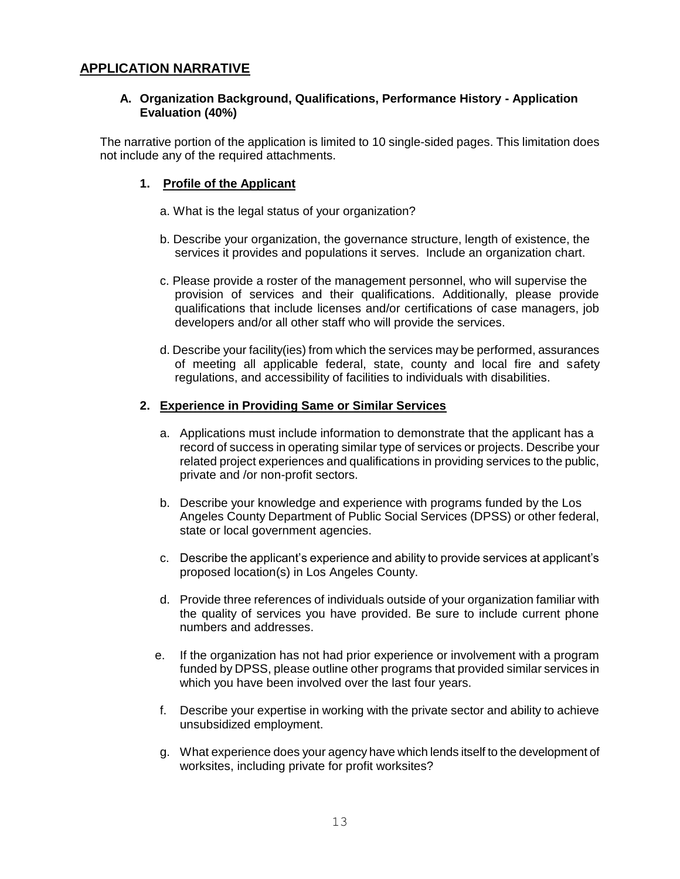## APPLICATION NARRATIVE

### A. Organization Background, Qualifications, Performance History - Application Evaluation (40%)

The narrative portion of the application is limited to 10 single-sided pages. This limitation does not include any of the required attachments.

#### 1. Profile of the Applicant

a. What is the legal status of your organization?

b. Describe your organization, the governance structure, length of existence, the services it provides and populations it serves. Include an organization chart.

c. Please provide a roster of the management personnel, who will supervise the provision of services and their qualifications. Additionally, please provide qualifications that include licenses and/or certifications of case managers, job developers and/or all other staff who will provide the services.

d. Describe your facility(ies) from which the services may be performed, assurances of meeting all applicable federal, state, county and local fire and safety regulations, and accessibility of facilities to individuals with disabilities.

#### 2. Experience in Providing Same or Similar Services

a. Applications must include information to demonstrate that the applicant has a record of success in operating similar type of services or projects. Describe your related project experiences and qualifications in providing services to the public, private and /or non-profit sectors.

b. Describe your knowledge and experience with programs funded by the Los Angeles County Department of Public Social Services (DPSS) or other federal, state or local government agencies.

c. Describe the applicant's experience and ability to provide services at applicant's proposed location(s) in Los Angeles County.

d. Provide three references of individuals outside of your organization familiar with the quality of services you have provided. Be sure to include current phone numbers and addresses.

e. If the organization has not had prior experience or involvement with a program funded by DPSS, please outline other programs that provided similar services in which you have been involved over the last four years.

f. Describe your expertise in working with the private sector and ability to achieve unsubsidized employment.

g. What experience does your agency have which lends itself to the development of worksites, including private for profit worksites?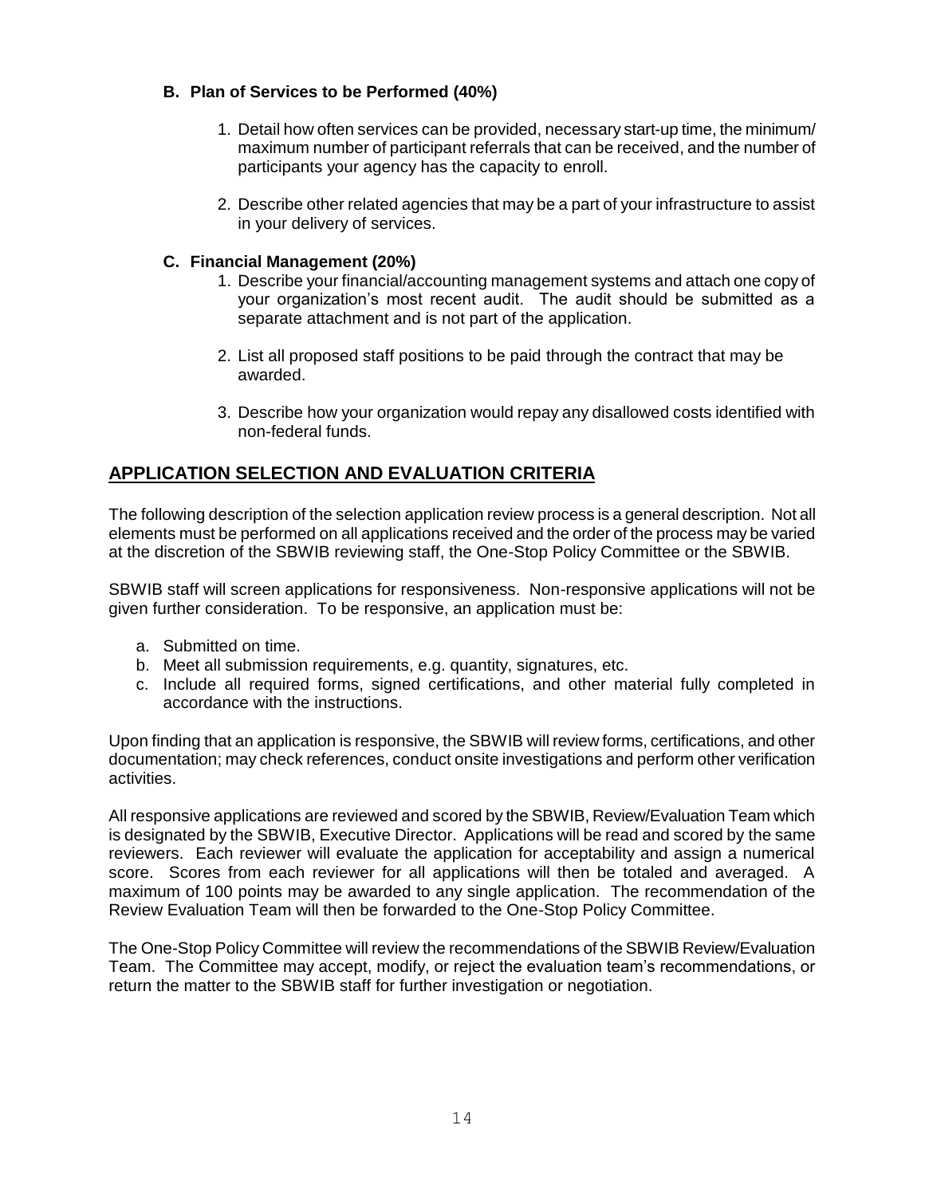### B. Plan of Services to be Performed (40%)

1. Detail how often services can be provided, necessary start-up time, the minimum/ maximum number of participant referrals that can be received, and the number of participants your agency has the capacity to enroll.

2. Describe other related agencies that may be a part of your infrastructure to assist in your delivery of services.

### C. Financial Management (20%)

1. Describe your financial/accounting management systems and attach one copy of your organization's most recent audit. The audit should be submitted as a separate attachment and is not part of the application.

2. List all proposed staff positions to be paid through the contract that may be awarded.

3. Describe how your organization would repay any disallowed costs identified with non-federal funds.

## APPLICATION SELECTION AND EVALUATION CRITERIA

The following description of the selection application review process is a general description. Not all elements must be performed on all applications received and the order of the process may be varied at the discretion of the SBWIB reviewing staff, the One-Stop Policy Committee or the SBWIB.

SBWIB staff will screen applications for responsiveness. Non-responsive applications will not be given further consideration. To be responsive, an application must be:

a. Submitted on time.
b. Meet all submission requirements, e.g. quantity, signatures, etc.
c. Include all required forms, signed certifications, and other material fully completed in accordance with the instructions.

Upon finding that an application is responsive, the SBWIB will review forms, certifications, and other documentation; may check references, conduct onsite investigations and perform other verification activities.

All responsive applications are reviewed and scored by the SBWIB, Review/Evaluation Team which is designated by the SBWIB, Executive Director. Applications will be read and scored by the same reviewers. Each reviewer will evaluate the application for acceptability and assign a numerical score. Scores from each reviewer for all applications will then be totaled and averaged. A maximum of 100 points may be awarded to any single application. The recommendation of the Review Evaluation Team will then be forwarded to the One-Stop Policy Committee.

The One-Stop Policy Committee will review the recommendations of the SBWIB Review/Evaluation Team. The Committee may accept, modify, or reject the evaluation team's recommendations, or return the matter to the SBWIB staff for further investigation or negotiation.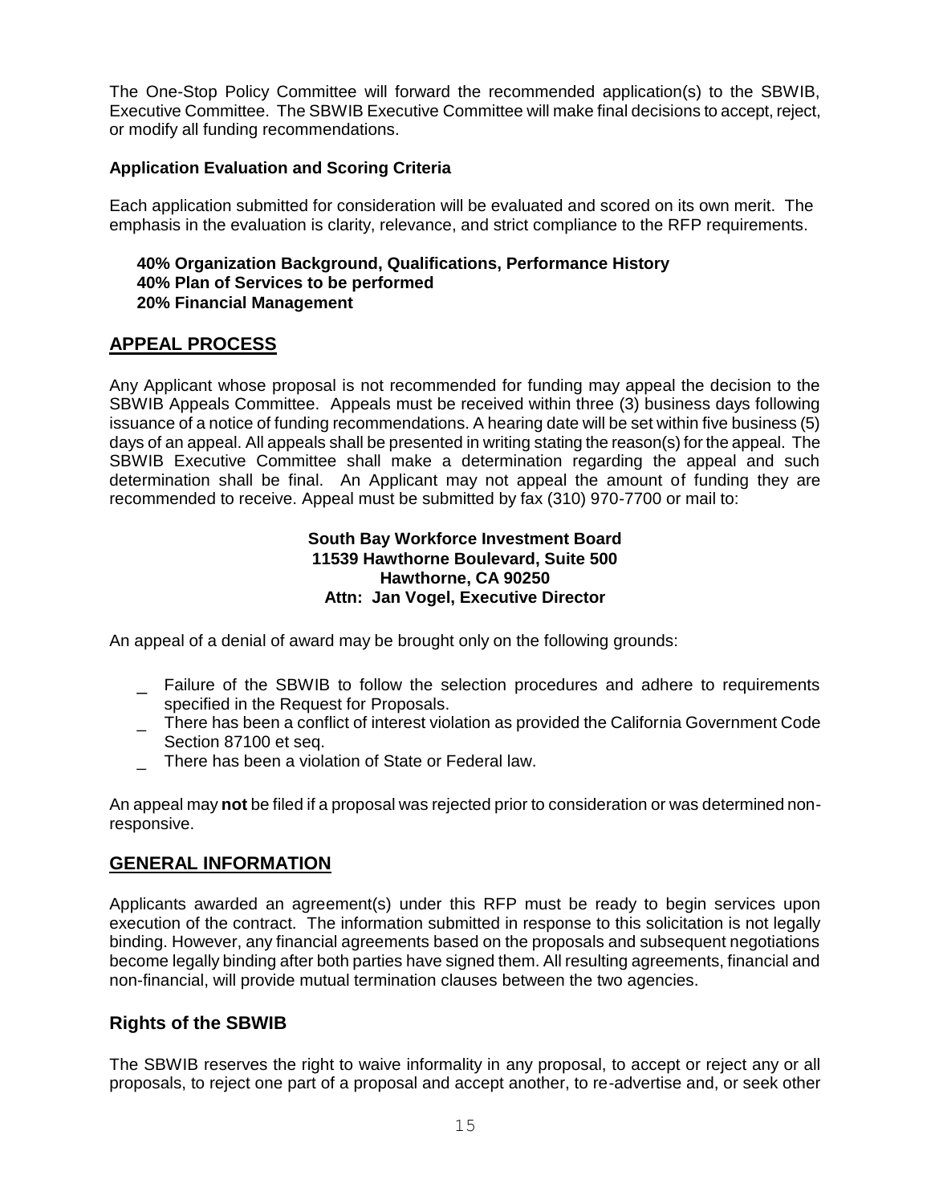The One-Stop Policy Committee will forward the recommended application(s) to the SBWIB, Executive Committee. The SBWIB Executive Committee will make final decisions to accept, reject, or modify all funding recommendations.

**Application Evaluation and Scoring Criteria**

Each application submitted for consideration will be evaluated and scored on its own merit. The emphasis in the evaluation is clarity, relevance, and strict compliance to the RFP requirements.

**40% Organization Background, Qualifications, Performance History**
**40% Plan of Services to be performed**
**20% Financial Management**

## APPEAL PROCESS

Any Applicant whose proposal is not recommended for funding may appeal the decision to the SBWIB Appeals Committee. Appeals must be received within three (3) business days following issuance of a notice of funding recommendations. A hearing date will be set within five business (5) days of an appeal. All appeals shall be presented in writing stating the reason(s) for the appeal. The SBWIB Executive Committee shall make a determination regarding the appeal and such determination shall be final. An Applicant may not appeal the amount of funding they are recommended to receive. Appeal must be submitted by fax (310) 970-7700 or mail to:

**South Bay Workforce Investment Board**
**11539 Hawthorne Boulevard, Suite 500**
**Hawthorne, CA 90250**
**Attn: Jan Vogel, Executive Director**

An appeal of a denial of award may be brought only on the following grounds:

- Failure of the SBWIB to follow the selection procedures and adhere to requirements specified in the Request for Proposals.
- There has been a conflict of interest violation as provided the California Government Code Section 87100 et seq.
- There has been a violation of State or Federal law.

An appeal may **not** be filed if a proposal was rejected prior to consideration or was determined non-responsive.

## GENERAL INFORMATION

Applicants awarded an agreement(s) under this RFP must be ready to begin services upon execution of the contract. The information submitted in response to this solicitation is not legally binding. However, any financial agreements based on the proposals and subsequent negotiations become legally binding after both parties have signed them. All resulting agreements, financial and non-financial, will provide mutual termination clauses between the two agencies.

### Rights of the SBWIB

The SBWIB reserves the right to waive informality in any proposal, to accept or reject any or all proposals, to reject one part of a proposal and accept another, to re-advertise and, or seek other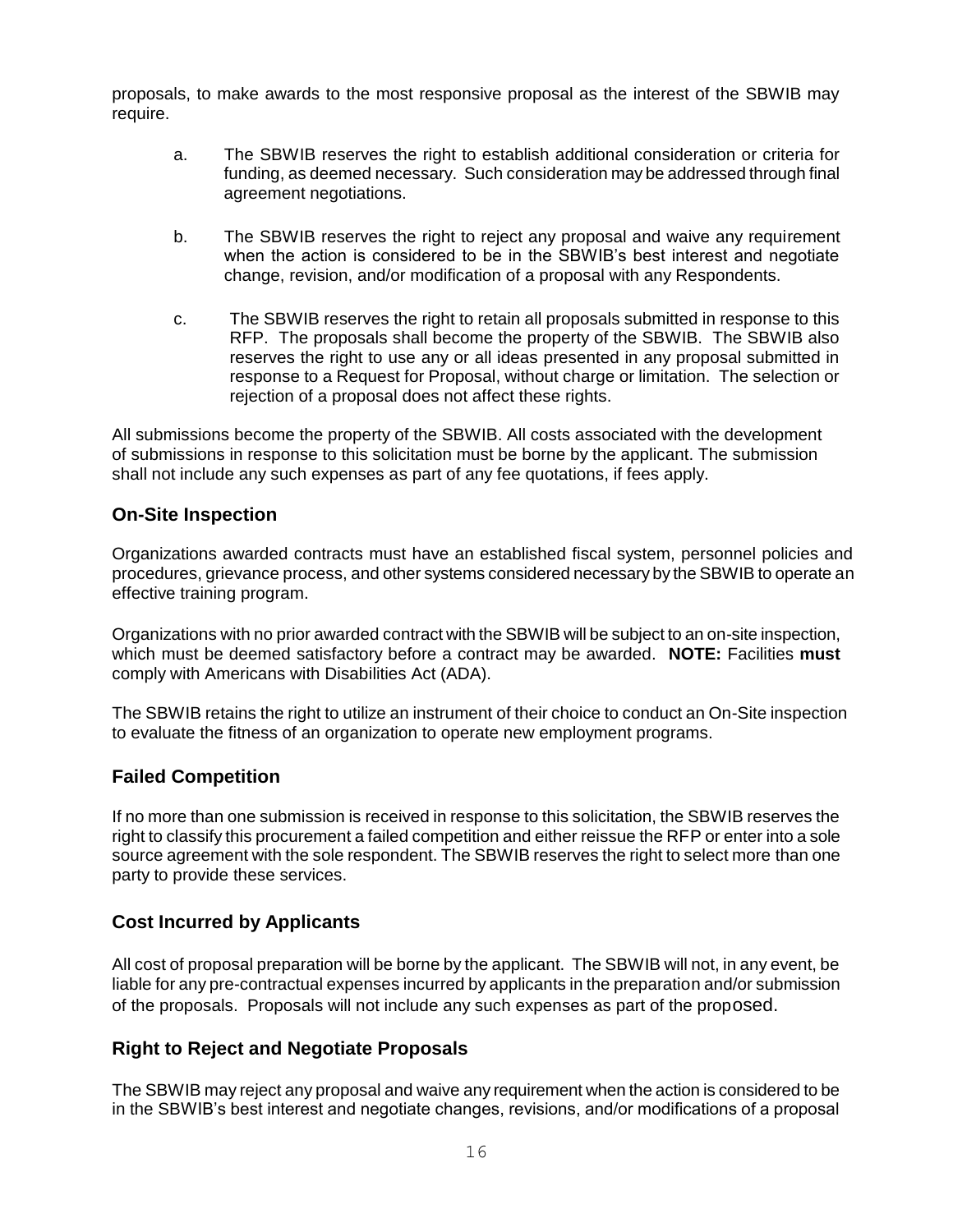proposals, to make awards to the most responsive proposal as the interest of the SBWIB may require.

a. The SBWIB reserves the right to establish additional consideration or criteria for funding, as deemed necessary. Such consideration may be addressed through final agreement negotiations.

b. The SBWIB reserves the right to reject any proposal and waive any requirement when the action is considered to be in the SBWIB's best interest and negotiate change, revision, and/or modification of a proposal with any Respondents.

c. The SBWIB reserves the right to retain all proposals submitted in response to this RFP. The proposals shall become the property of the SBWIB. The SBWIB also reserves the right to use any or all ideas presented in any proposal submitted in response to a Request for Proposal, without charge or limitation. The selection or rejection of a proposal does not affect these rights.

All submissions become the property of the SBWIB. All costs associated with the development of submissions in response to this solicitation must be borne by the applicant. The submission shall not include any such expenses as part of any fee quotations, if fees apply.

## On-Site Inspection

Organizations awarded contracts must have an established fiscal system, personnel policies and procedures, grievance process, and other systems considered necessary by the SBWIB to operate an effective training program.

Organizations with no prior awarded contract with the SBWIB will be subject to an on-site inspection, which must be deemed satisfactory before a contract may be awarded. **NOTE:** Facilities **must** comply with Americans with Disabilities Act (ADA).

The SBWIB retains the right to utilize an instrument of their choice to conduct an On-Site inspection to evaluate the fitness of an organization to operate new employment programs.

## Failed Competition

If no more than one submission is received in response to this solicitation, the SBWIB reserves the right to classify this procurement a failed competition and either reissue the RFP or enter into a sole source agreement with the sole respondent. The SBWIB reserves the right to select more than one party to provide these services.

## Cost Incurred by Applicants

All cost of proposal preparation will be borne by the applicant. The SBWIB will not, in any event, be liable for any pre-contractual expenses incurred by applicants in the preparation and/or submission of the proposals. Proposals will not include any such expenses as part of the proposed.

## Right to Reject and Negotiate Proposals

The SBWIB may reject any proposal and waive any requirement when the action is considered to be in the SBWIB's best interest and negotiate changes, revisions, and/or modifications of a proposal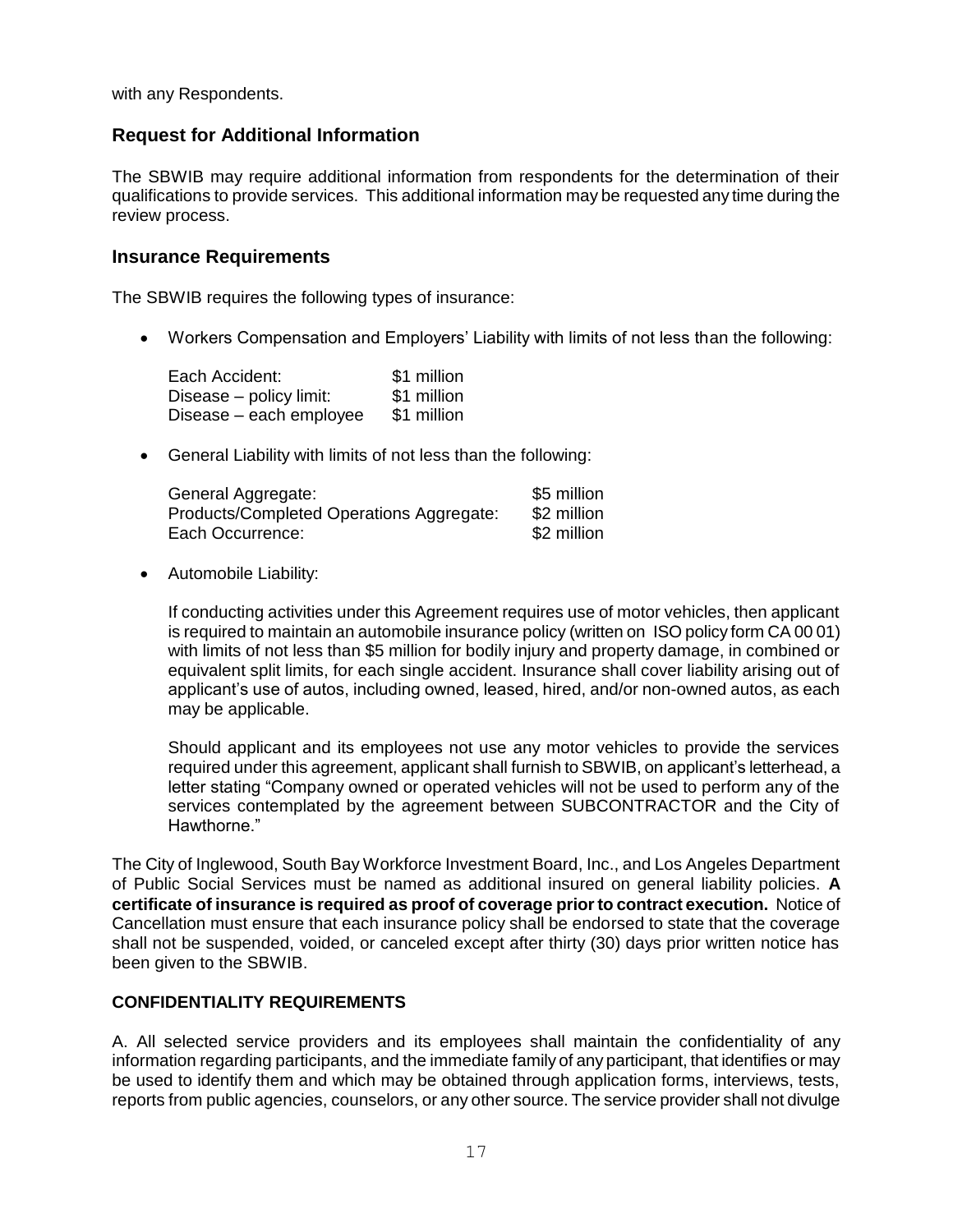with any Respondents.

## Request for Additional Information

The SBWIB may require additional information from respondents for the determination of their qualifications to provide services. This additional information may be requested any time during the review process.

## Insurance Requirements

The SBWIB requires the following types of insurance:

- Workers Compensation and Employers' Liability with limits of not less than the following:

  | | |
  |---|---|
  | Each Accident: | \$1 million |
  | Disease – policy limit: | \$1 million |
  | Disease – each employee | \$1 million |

- General Liability with limits of not less than the following:

  | | |
  |---|---|
  | General Aggregate: | \$5 million |
  | Products/Completed Operations Aggregate: | \$2 million |
  | Each Occurrence: | \$2 million |

- Automobile Liability:

  If conducting activities under this Agreement requires use of motor vehicles, then applicant is required to maintain an automobile insurance policy (written on ISO policy form CA 00 01) with limits of not less than \$5 million for bodily injury and property damage, in combined or equivalent split limits, for each single accident. Insurance shall cover liability arising out of applicant's use of autos, including owned, leased, hired, and/or non-owned autos, as each may be applicable.

  Should applicant and its employees not use any motor vehicles to provide the services required under this agreement, applicant shall furnish to SBWIB, on applicant's letterhead, a letter stating "Company owned or operated vehicles will not be used to perform any of the services contemplated by the agreement between SUBCONTRACTOR and the City of Hawthorne."

The City of Inglewood, South Bay Workforce Investment Board, Inc., and Los Angeles Department of Public Social Services must be named as additional insured on general liability policies. **A certificate of insurance is required as proof of coverage prior to contract execution.** Notice of Cancellation must ensure that each insurance policy shall be endorsed to state that the coverage shall not be suspended, voided, or canceled except after thirty (30) days prior written notice has been given to the SBWIB.

### CONFIDENTIALITY REQUIREMENTS

A. All selected service providers and its employees shall maintain the confidentiality of any information regarding participants, and the immediate family of any participant, that identifies or may be used to identify them and which may be obtained through application forms, interviews, tests, reports from public agencies, counselors, or any other source. The service provider shall not divulge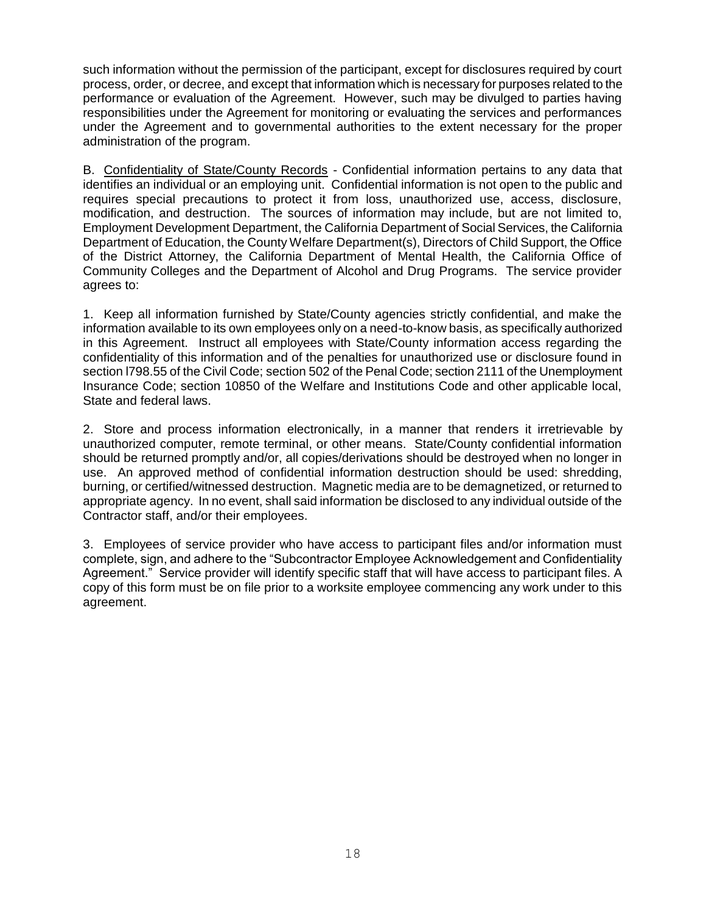such information without the permission of the participant, except for disclosures required by court process, order, or decree, and except that information which is necessary for purposes related to the performance or evaluation of the Agreement. However, such may be divulged to parties having responsibilities under the Agreement for monitoring or evaluating the services and performances under the Agreement and to governmental authorities to the extent necessary for the proper administration of the program.

B. Confidentiality of State/County Records - Confidential information pertains to any data that identifies an individual or an employing unit. Confidential information is not open to the public and requires special precautions to protect it from loss, unauthorized use, access, disclosure, modification, and destruction. The sources of information may include, but are not limited to, Employment Development Department, the California Department of Social Services, the California Department of Education, the County Welfare Department(s), Directors of Child Support, the Office of the District Attorney, the California Department of Mental Health, the California Office of Community Colleges and the Department of Alcohol and Drug Programs. The service provider agrees to:

1. Keep all information furnished by State/County agencies strictly confidential, and make the information available to its own employees only on a need-to-know basis, as specifically authorized in this Agreement. Instruct all employees with State/County information access regarding the confidentiality of this information and of the penalties for unauthorized use or disclosure found in section l798.55 of the Civil Code; section 502 of the Penal Code; section 2111 of the Unemployment Insurance Code; section 10850 of the Welfare and Institutions Code and other applicable local, State and federal laws.

2. Store and process information electronically, in a manner that renders it irretrievable by unauthorized computer, remote terminal, or other means. State/County confidential information should be returned promptly and/or, all copies/derivations should be destroyed when no longer in use. An approved method of confidential information destruction should be used: shredding, burning, or certified/witnessed destruction. Magnetic media are to be demagnetized, or returned to appropriate agency. In no event, shall said information be disclosed to any individual outside of the Contractor staff, and/or their employees.

3. Employees of service provider who have access to participant files and/or information must complete, sign, and adhere to the "Subcontractor Employee Acknowledgement and Confidentiality Agreement." Service provider will identify specific staff that will have access to participant files. A copy of this form must be on file prior to a worksite employee commencing any work under to this agreement.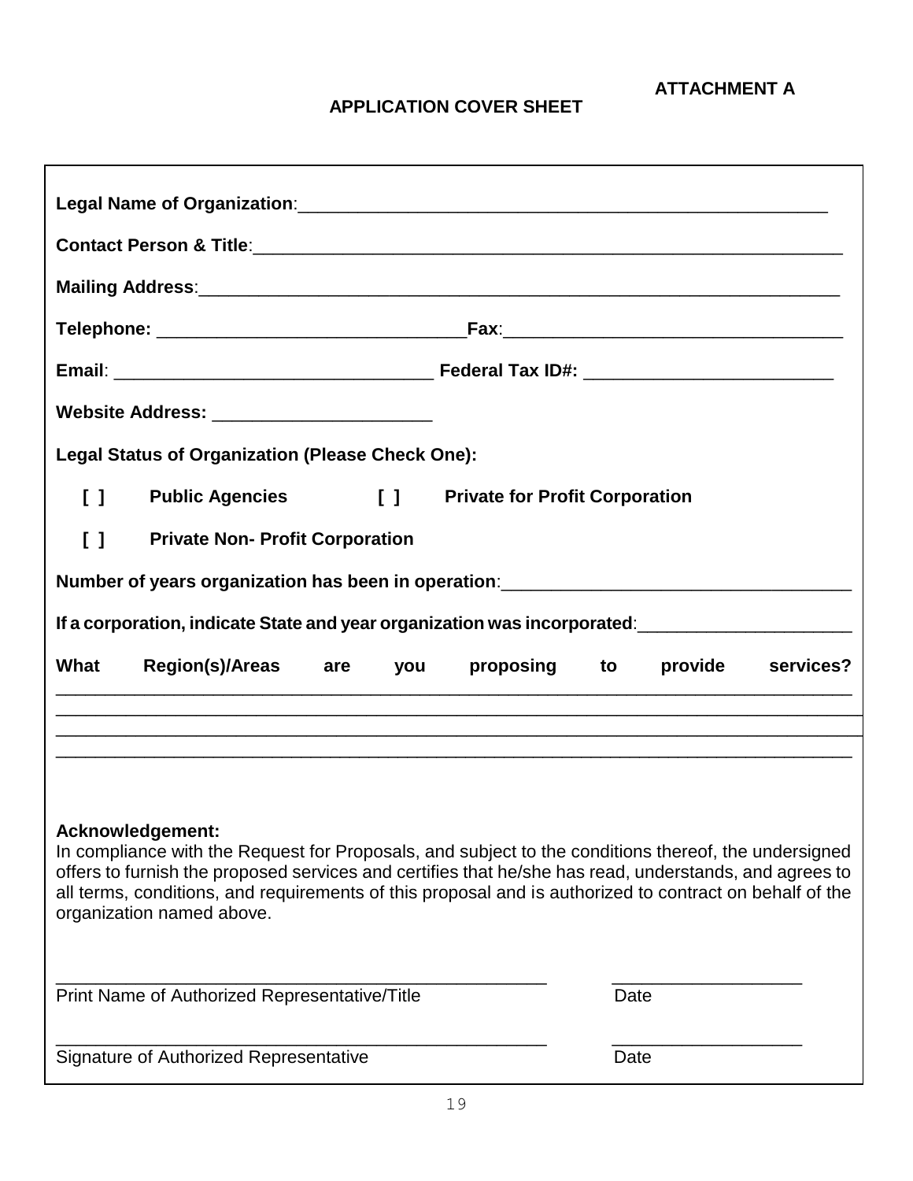**ATTACHMENT A**

**APPLICATION COVER SHEET**

**Legal Name of Organization**:_______________________________________________________

**Contact Person & Title**:___________________________________________________________

**Mailing Address**:________________________________________________________________

**Telephone:** ______________________________**Fax**:________________________________

**Email**: _______________________________ **Federal Tax ID#:** ________________________

**Website Address:** _____________________

**Legal Status of Organization (Please Check One):**

**[ ] Public Agencies** **[ ] Private for Profit Corporation**

**[ ] Private Non- Profit Corporation**

**Number of years organization has been in operation**:_________________________________

**If a corporation, indicate State and year organization was incorporated**:___________________

**What Region(s)/Areas are you proposing to provide services?**
__________________________________________________________________________________
__________________________________________________________________________________
__________________________________________________________________________________
__________________________________________________________________________________

**Acknowledgement:**
In compliance with the Request for Proposals, and subject to the conditions thereof, the undersigned offers to furnish the proposed services and certifies that he/she has read, understands, and agrees to all terms, conditions, and requirements of this proposal and is authorized to contract on behalf of the organization named above.

_________________________________________________ __________________
Print Name of Authorized Representative/Title Date

_________________________________________________ __________________
Signature of Authorized Representative Date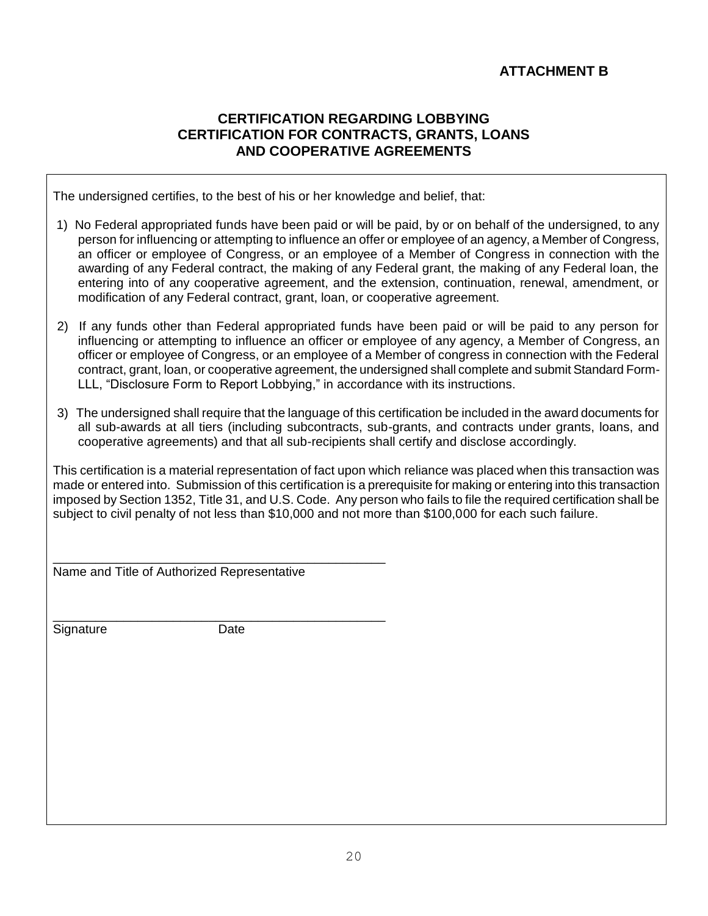**ATTACHMENT B**

# CERTIFICATION REGARDING LOBBYING
# CERTIFICATION FOR CONTRACTS, GRANTS, LOANS AND COOPERATIVE AGREEMENTS

The undersigned certifies, to the best of his or her knowledge and belief, that:

1) No Federal appropriated funds have been paid or will be paid, by or on behalf of the undersigned, to any person for influencing or attempting to influence an offer or employee of an agency, a Member of Congress, an officer or employee of Congress, or an employee of a Member of Congress in connection with the awarding of any Federal contract, the making of any Federal grant, the making of any Federal loan, the entering into of any cooperative agreement, and the extension, continuation, renewal, amendment, or modification of any Federal contract, grant, loan, or cooperative agreement.

2) If any funds other than Federal appropriated funds have been paid or will be paid to any person for influencing or attempting to influence an officer or employee of any agency, a Member of Congress, an officer or employee of Congress, or an employee of a Member of congress in connection with the Federal contract, grant, loan, or cooperative agreement, the undersigned shall complete and submit Standard Form-LLL, "Disclosure Form to Report Lobbying," in accordance with its instructions.

3) The undersigned shall require that the language of this certification be included in the award documents for all sub-awards at all tiers (including subcontracts, sub-grants, and contracts under grants, loans, and cooperative agreements) and that all sub-recipients shall certify and disclose accordingly.

This certification is a material representation of fact upon which reliance was placed when this transaction was made or entered into. Submission of this certification is a prerequisite for making or entering into this transaction imposed by Section 1352, Title 31, and U.S. Code. Any person who fails to file the required certification shall be subject to civil penalty of not less than $10,000 and not more than $100,000 for each such failure.

\_\_\_\_\_\_\_\_\_\_\_\_\_\_\_\_\_\_\_\_\_\_\_\_\_\_\_\_\_\_\_\_\_\_\_\_\_\_\_\_\_\_\_\_\_\_

Name and Title of Authorized Representative

\_\_\_\_\_\_\_\_\_\_\_\_\_\_\_\_\_\_\_\_\_\_\_\_\_\_\_\_\_\_\_\_\_\_\_\_\_\_\_\_\_\_\_\_\_\_

Signature Date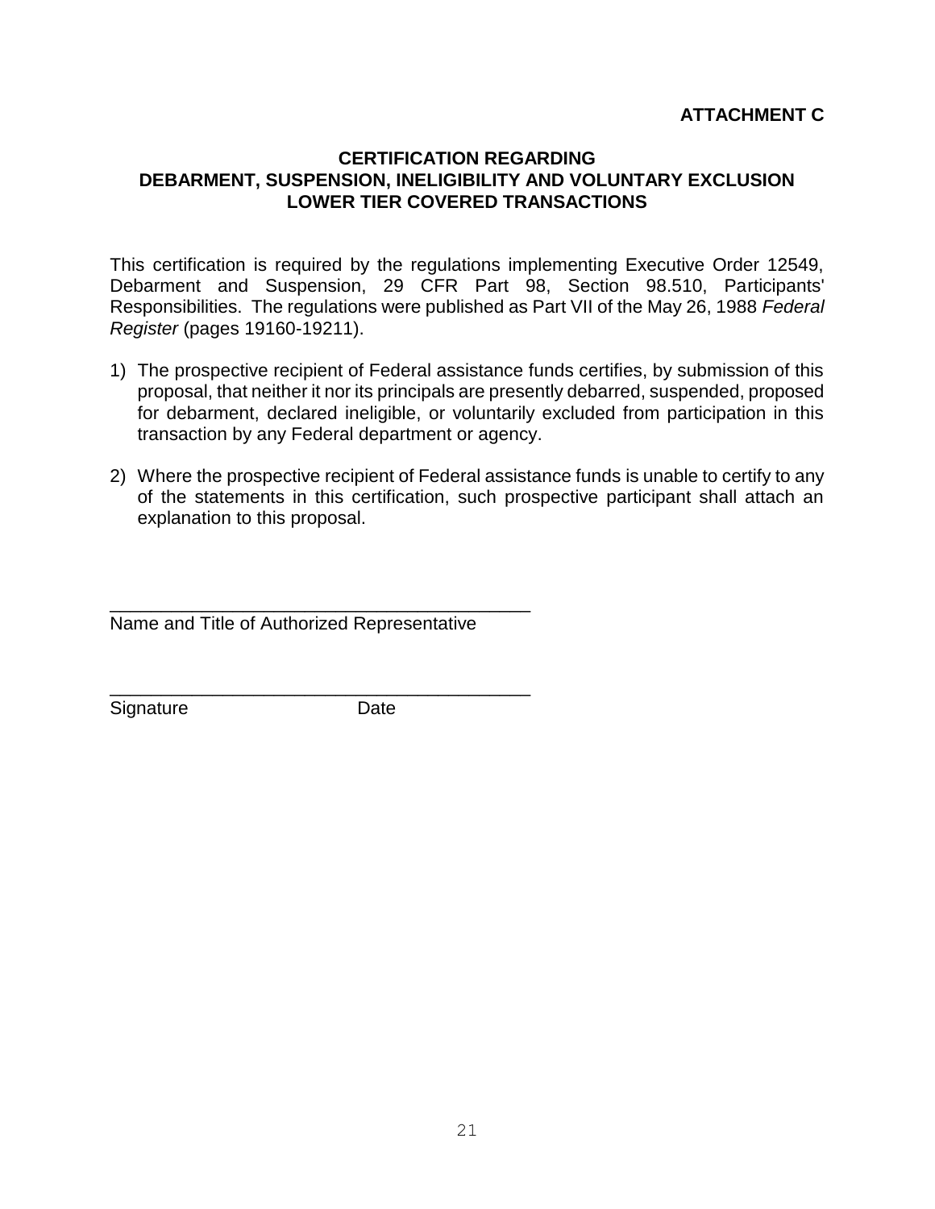**ATTACHMENT C**

## CERTIFICATION REGARDING DEBARMENT, SUSPENSION, INELIGIBILITY AND VOLUNTARY EXCLUSION LOWER TIER COVERED TRANSACTIONS

This certification is required by the regulations implementing Executive Order 12549, Debarment and Suspension, 29 CFR Part 98, Section 98.510, Participants' Responsibilities. The regulations were published as Part VII of the May 26, 1988 *Federal Register* (pages 19160-19211).

1) The prospective recipient of Federal assistance funds certifies, by submission of this proposal, that neither it nor its principals are presently debarred, suspended, proposed for debarment, declared ineligible, or voluntarily excluded from participation in this transaction by any Federal department or agency.

2) Where the prospective recipient of Federal assistance funds is unable to certify to any of the statements in this certification, such prospective participant shall attach an explanation to this proposal.

\_\_\_\_\_\_\_\_\_\_\_\_\_\_\_\_\_\_\_\_\_\_\_\_\_\_\_\_\_\_\_\_\_\_\_\_\_\_\_\_\_\_

Name and Title of Authorized Representative

\_\_\_\_\_\_\_\_\_\_\_\_\_\_\_\_\_\_\_\_\_\_\_\_\_\_\_\_\_\_\_\_\_\_\_\_\_\_\_\_\_\_

Signature Date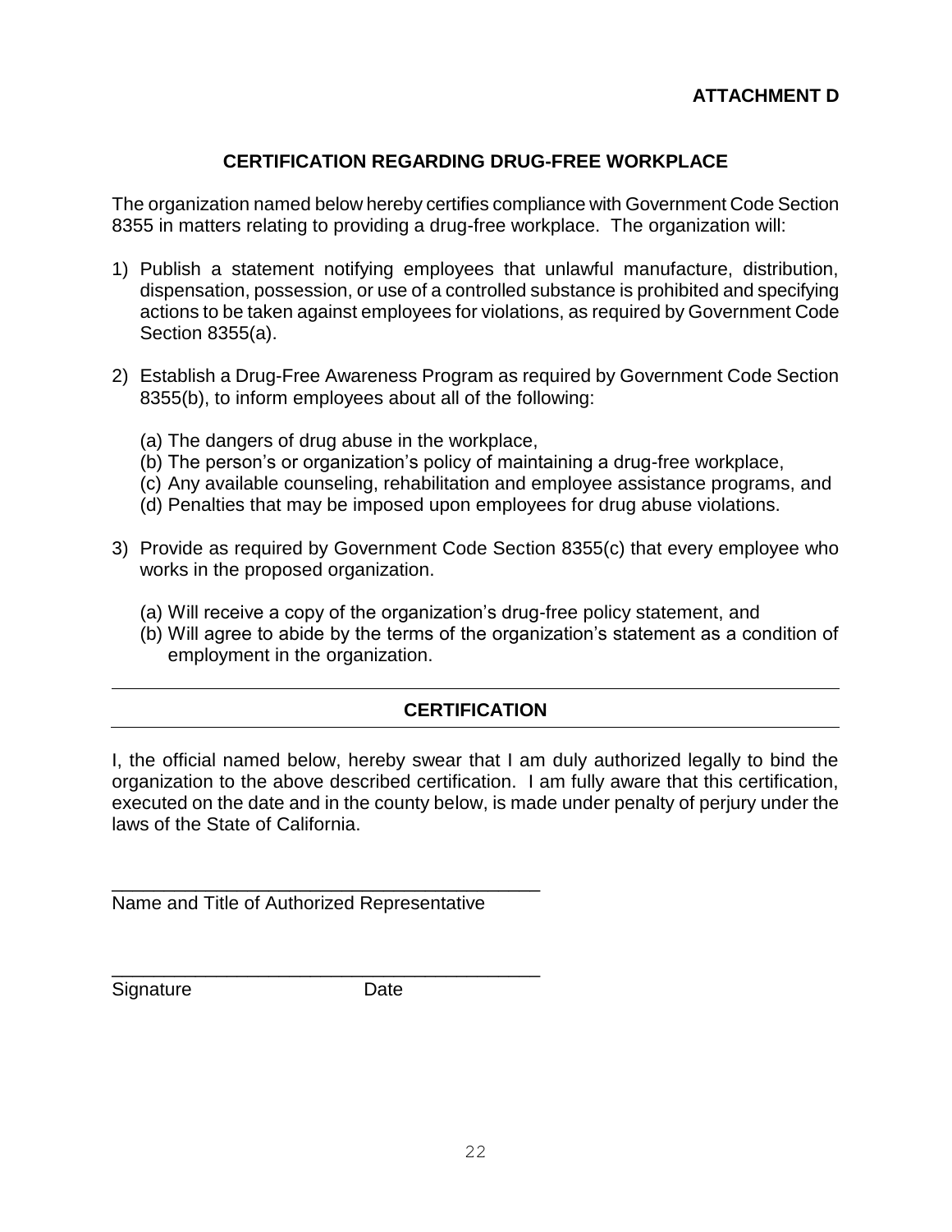**ATTACHMENT D**

## CERTIFICATION REGARDING DRUG-FREE WORKPLACE

The organization named below hereby certifies compliance with Government Code Section 8355 in matters relating to providing a drug-free workplace. The organization will:

1) Publish a statement notifying employees that unlawful manufacture, distribution, dispensation, possession, or use of a controlled substance is prohibited and specifying actions to be taken against employees for violations, as required by Government Code Section 8355(a).

2) Establish a Drug-Free Awareness Program as required by Government Code Section 8355(b), to inform employees about all of the following:

   (a) The dangers of drug abuse in the workplace,
   (b) The person's or organization's policy of maintaining a drug-free workplace,
   (c) Any available counseling, rehabilitation and employee assistance programs, and
   (d) Penalties that may be imposed upon employees for drug abuse violations.

3) Provide as required by Government Code Section 8355(c) that every employee who works in the proposed organization.

   (a) Will receive a copy of the organization's drug-free policy statement, and
   (b) Will agree to abide by the terms of the organization's statement as a condition of employment in the organization.

---

## CERTIFICATION

---

I, the official named below, hereby swear that I am duly authorized legally to bind the organization to the above described certification. I am fully aware that this certification, executed on the date and in the county below, is made under penalty of perjury under the laws of the State of California.

\_\_\_\_\_\_\_\_\_\_\_\_\_\_\_\_\_\_\_\_\_\_\_\_\_\_\_\_\_\_\_\_\_\_\_\_\_\_\_\_
Name and Title of Authorized Representative

\_\_\_\_\_\_\_\_\_\_\_\_\_\_\_\_\_\_\_\_\_\_\_\_\_\_\_\_\_\_\_\_\_\_\_\_\_\_\_\_
Signature Date